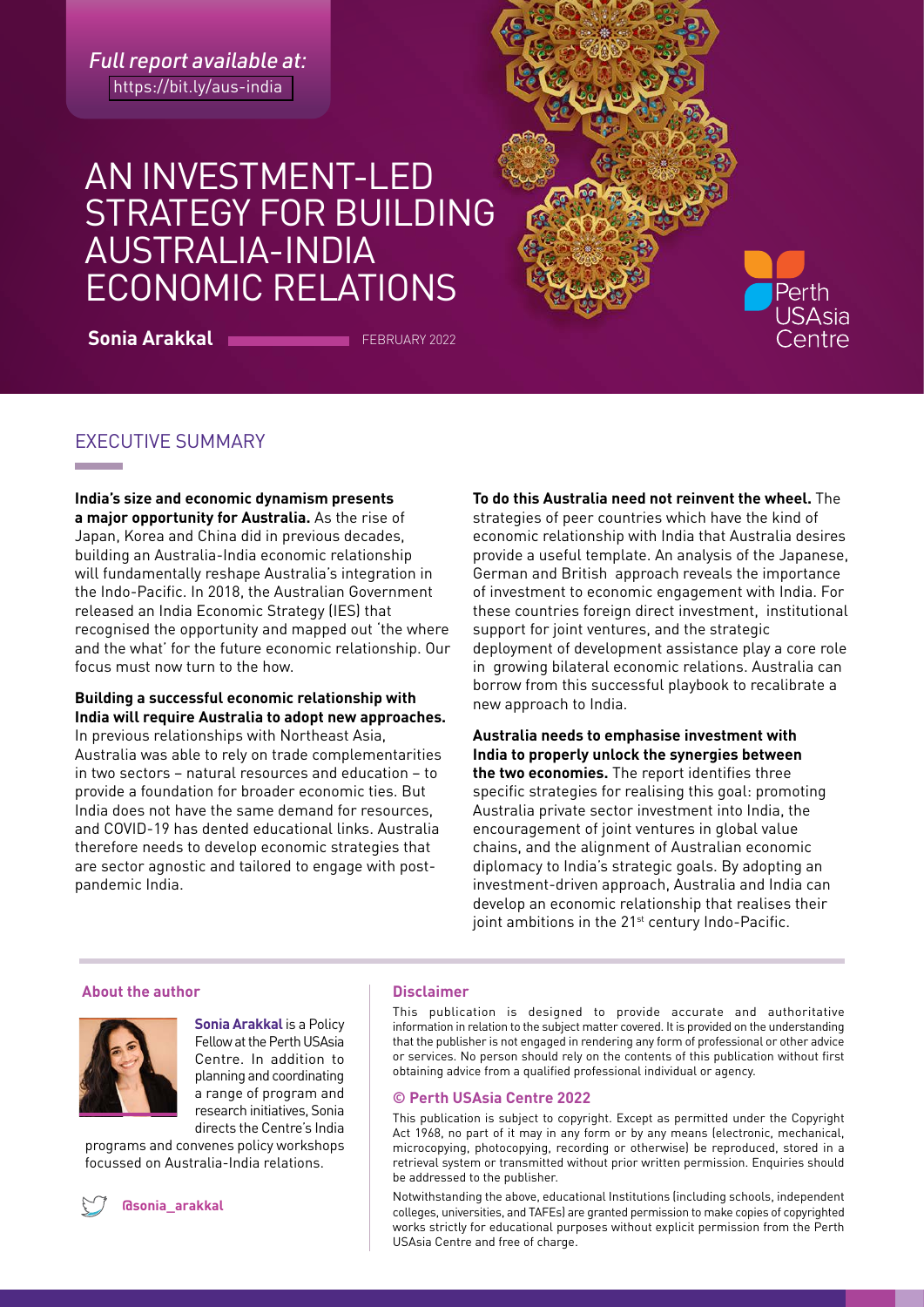*Full report available at:*
https://bit.ly/aus-india

# AN INVESTMENT-LED STRATEGY FOR BUILDING AUSTRALIA-INDIA ECONOMIC RELATIONS

**Sonia Arakkal** FEBRUARY 2022

Perth USAsia Centre

## EXECUTIVE SUMMARY

**India's size and economic dynamism presents a major opportunity for Australia.** As the rise of Japan, Korea and China did in previous decades, building an Australia-India economic relationship will fundamentally reshape Australia's integration in the Indo-Pacific. In 2018, the Australian Government released an India Economic Strategy (IES) that recognised the opportunity and mapped out 'the where and the what' for the future economic relationship. Our focus must now turn to the how.

**Building a successful economic relationship with India will require Australia to adopt new approaches.** In previous relationships with Northeast Asia, Australia was able to rely on trade complementarities in two sectors – natural resources and education – to provide a foundation for broader economic ties. But India does not have the same demand for resources, and COVID-19 has dented educational links. Australia therefore needs to develop economic strategies that are sector agnostic and tailored to engage with post-pandemic India.

**To do this Australia need not reinvent the wheel.** The strategies of peer countries which have the kind of economic relationship with India that Australia desires provide a useful template. An analysis of the Japanese, German and British approach reveals the importance of investment to economic engagement with India. For these countries foreign direct investment, institutional support for joint ventures, and the strategic deployment of development assistance play a core role in growing bilateral economic relations. Australia can borrow from this successful playbook to recalibrate a new approach to India.

**Australia needs to emphasise investment with India to properly unlock the synergies between the two economies.** The report identifies three specific strategies for realising this goal: promoting Australia private sector investment into India, the encouragement of joint ventures in global value chains, and the alignment of Australian economic diplomacy to India's strategic goals. By adopting an investment-driven approach, Australia and India can develop an economic relationship that realises their joint ambitions in the 21st century Indo-Pacific.

### About the author

**Sonia Arakkal** is a Policy Fellow at the Perth USAsia Centre. In addition to planning and coordinating a range of program and research initiatives, Sonia directs the Centre's India programs and convenes policy workshops focussed on Australia-India relations.

**@sonia_arakkal**

### Disclaimer

This publication is designed to provide accurate and authoritative information in relation to the subject matter covered. It is provided on the understanding that the publisher is not engaged in rendering any form of professional or other advice or services. No person should rely on the contents of this publication without first obtaining advice from a qualified professional individual or agency.

### © Perth USAsia Centre 2022

This publication is subject to copyright. Except as permitted under the Copyright Act 1968, no part of it may in any form or by any means (electronic, mechanical, microcopying, photocopying, recording or otherwise) be reproduced, stored in a retrieval system or transmitted without prior written permission. Enquiries should be addressed to the publisher.

Notwithstanding the above, educational Institutions (including schools, independent colleges, universities, and TAFEs) are granted permission to make copies of copyrighted works strictly for educational purposes without explicit permission from the Perth USAsia Centre and free of charge.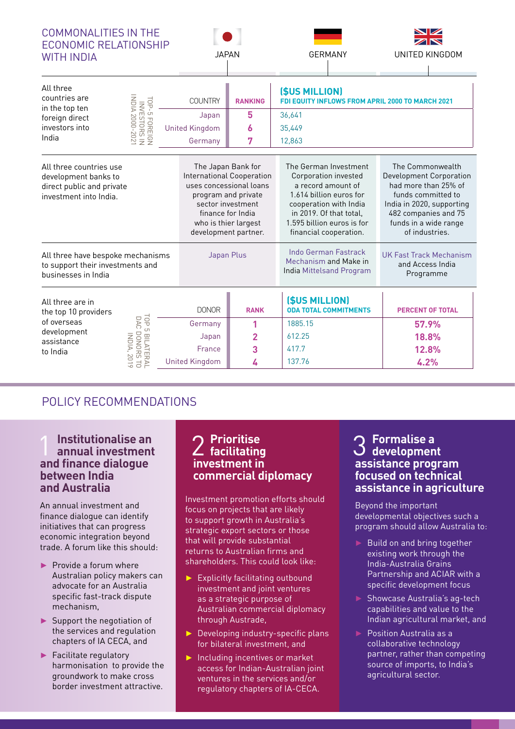## COMMONALITIES IN THE ECONOMIC RELATIONSHIP WITH INDIA

| | JAPAN | GERMANY | UNITED KINGDOM |
|---|---|---|---|
| All three countries are in the top ten foreign direct investors into India | | | |
| All three countries use development banks to direct public and private investment into India. | The Japan Bank for International Cooperation uses concessional loans program and private sector investment finance for India who is thier largest development partner. | The German Investment Corporation invested a record amount of 1.614 billion euros for cooperation with India in 2019. Of that total, 1.595 billion euros is for financial cooperation. | The Commonwealth Development Corporation had more than 25% of funds committed to India in 2020, supporting 482 companies and 75 funds in a wide range of industries. |
| All three have bespoke mechanisms to support their investments and businesses in India | Japan Plus | Indo German Fastrack Mechanism and Make in India Mittelsand Program | UK Fast Track Mechanism and Access India Programme |
| All three are in the top 10 providers of overseas development assistance to India | | | |

TOP-5 FOREIGN INVESTORS IN INDIA 2000-2021

| COUNTRY | RANKING | ($US MILLION) FDI EQUITY INFLOWS FROM APRIL 2000 TO MARCH 2021 |
|---|---|---|
| Japan | 5 | 36,641 |
| United Kingdom | 6 | 35,449 |
| Germany | 7 | 12,863 |

TOP 5 BILATERAL DAC DONORS TO INDIA, 2019

| DONOR | RANK | ($US MILLION) ODA TOTAL COMMITMENTS | PERCENT OF TOTAL |
|---|---|---|---|
| Germany | 1 | 1885.15 | 57.9% |
| Japan | 2 | 612.25 | 18.8% |
| France | 3 | 417.7 | 12.8% |
| United Kingdom | 4 | 137.76 | 4.2% |

## POLICY RECOMMENDATIONS

### 1 Institutionalise an annual investment and finance dialogue between India and Australia

An annual investment and finance dialogue can identify initiatives that can progress economic integration beyond trade. A forum like this should:

- Provide a forum where Australian policy makers can advocate for an Australia specific fast-track dispute mechanism,
- Support the negotiation of the services and regulation chapters of IA CECA, and
- Facilitate regulatory harmonisation to provide the groundwork to make cross border investment attractive.

### 2 Prioritise facilitating investment in commercial diplomacy

Investment promotion efforts should focus on projects that are likely to support growth in Australia's strategic export sectors or those that will provide substantial returns to Australian firms and shareholders. This could look like:

- Explicitly facilitating outbound investment and joint ventures as a strategic purpose of Australian commercial diplomacy through Austrade,
- Developing industry-specific plans for bilateral investment, and
- Including incentives or market access for Indian-Australian joint ventures in the services and/or regulatory chapters of IA-CECA.

### 3 Formalise a development assistance program focused on technical assistance in agriculture

Beyond the important developmental objectives such a program should allow Australia to:

- Build on and bring together existing work through the India-Australia Grains Partnership and ACIAR with a specific development focus
- Showcase Australia's ag-tech capabilities and value to the Indian agricultural market, and
- Position Australia as a collaborative technology partner, rather than competing source of imports, to India's agricultural sector.